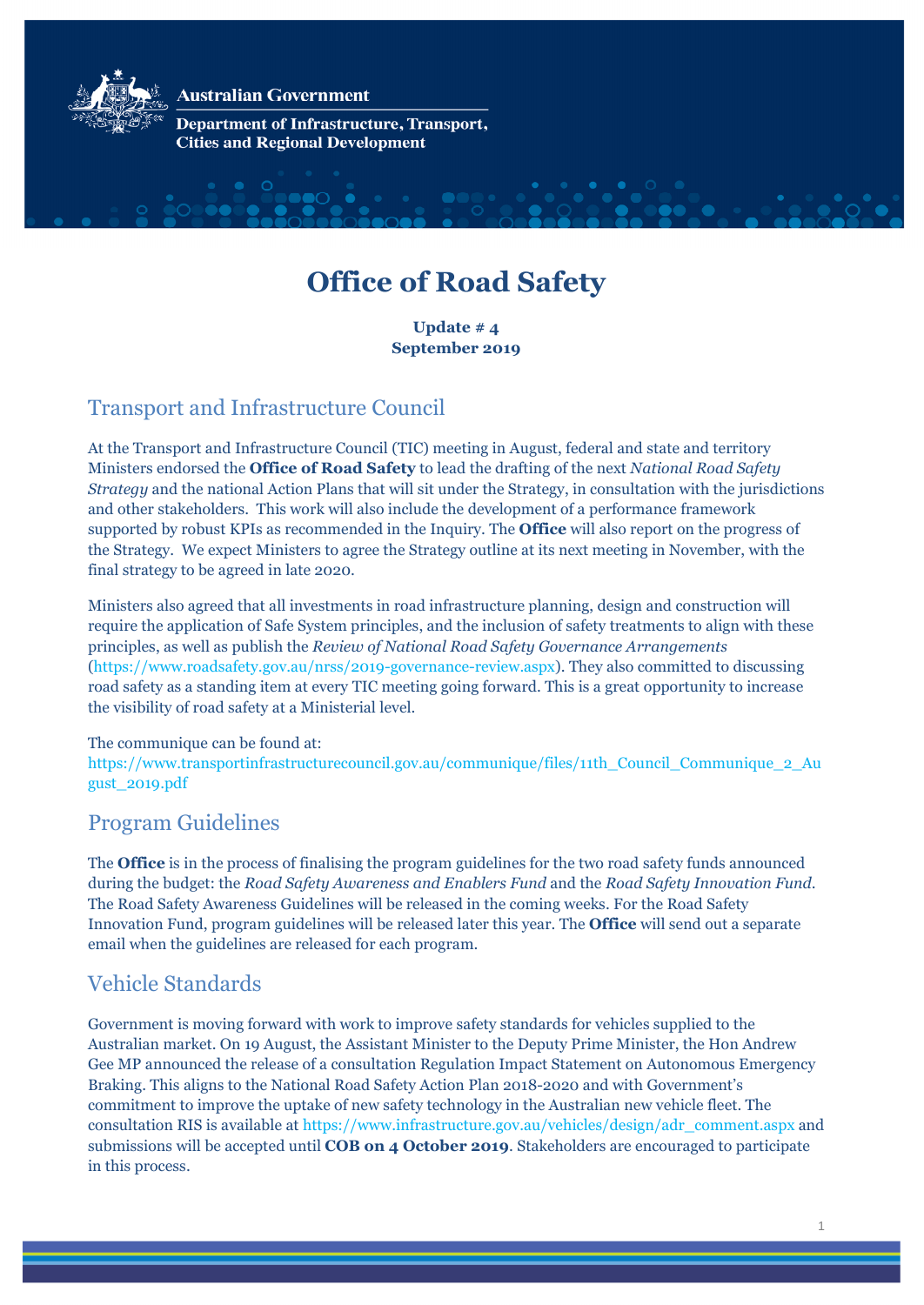Australian Government

Department of Infrastructure, Transport, Cities and Regional Development

# Office of Road Safety

**Update # 4**
**September 2019**

## Transport and Infrastructure Council

At the Transport and Infrastructure Council (TIC) meeting in August, federal and state and territory Ministers endorsed the **Office of Road Safety** to lead the drafting of the next *National Road Safety Strategy* and the national Action Plans that will sit under the Strategy, in consultation with the jurisdictions and other stakeholders. This work will also include the development of a performance framework supported by robust KPIs as recommended in the Inquiry. The **Office** will also report on the progress of the Strategy. We expect Ministers to agree the Strategy outline at its next meeting in November, with the final strategy to be agreed in late 2020.

Ministers also agreed that all investments in road infrastructure planning, design and construction will require the application of Safe System principles, and the inclusion of safety treatments to align with these principles, as well as publish the *Review of National Road Safety Governance Arrangements* (https://www.roadsafety.gov.au/nrss/2019-governance-review.aspx). They also committed to discussing road safety as a standing item at every TIC meeting going forward. This is a great opportunity to increase the visibility of road safety at a Ministerial level.

The communique can be found at:
https://www.transportinfrastructurecouncil.gov.au/communique/files/11th_Council_Communique_2_August_2019.pdf

## Program Guidelines

The **Office** is in the process of finalising the program guidelines for the two road safety funds announced during the budget: the *Road Safety Awareness and Enablers Fund* and the *Road Safety Innovation Fund*. The Road Safety Awareness Guidelines will be released in the coming weeks. For the Road Safety Innovation Fund, program guidelines will be released later this year. The **Office** will send out a separate email when the guidelines are released for each program.

## Vehicle Standards

Government is moving forward with work to improve safety standards for vehicles supplied to the Australian market. On 19 August, the Assistant Minister to the Deputy Prime Minister, the Hon Andrew Gee MP announced the release of a consultation Regulation Impact Statement on Autonomous Emergency Braking. This aligns to the National Road Safety Action Plan 2018-2020 and with Government's commitment to improve the uptake of new safety technology in the Australian new vehicle fleet. The consultation RIS is available at https://www.infrastructure.gov.au/vehicles/design/adr_comment.aspx and submissions will be accepted until **COB on 4 October 2019**. Stakeholders are encouraged to participate in this process.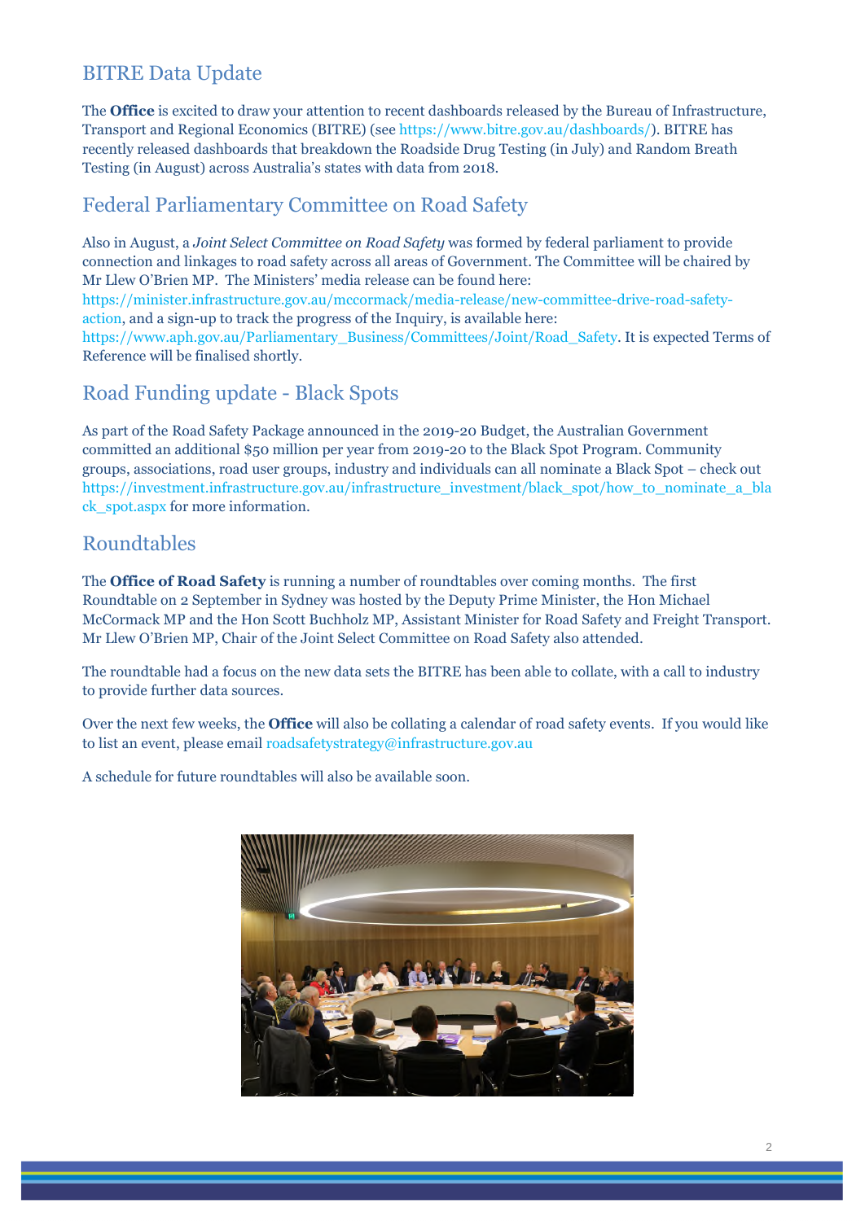## BITRE Data Update

The **Office** is excited to draw your attention to recent dashboards released by the Bureau of Infrastructure, Transport and Regional Economics (BITRE) (see https://www.bitre.gov.au/dashboards/). BITRE has recently released dashboards that breakdown the Roadside Drug Testing (in July) and Random Breath Testing (in August) across Australia's states with data from 2018.

## Federal Parliamentary Committee on Road Safety

Also in August, a *Joint Select Committee on Road Safety* was formed by federal parliament to provide connection and linkages to road safety across all areas of Government. The Committee will be chaired by Mr Llew O'Brien MP. The Ministers' media release can be found here: https://minister.infrastructure.gov.au/mccormack/media-release/new-committee-drive-road-safety-action, and a sign-up to track the progress of the Inquiry, is available here: https://www.aph.gov.au/Parliamentary_Business/Committees/Joint/Road_Safety. It is expected Terms of Reference will be finalised shortly.

## Road Funding update - Black Spots

As part of the Road Safety Package announced in the 2019-20 Budget, the Australian Government committed an additional $50 million per year from 2019-20 to the Black Spot Program. Community groups, associations, road user groups, industry and individuals can all nominate a Black Spot – check out https://investment.infrastructure.gov.au/infrastructure_investment/black_spot/how_to_nominate_a_black_spot.aspx for more information.

## Roundtables

The **Office of Road Safety** is running a number of roundtables over coming months. The first Roundtable on 2 September in Sydney was hosted by the Deputy Prime Minister, the Hon Michael McCormack MP and the Hon Scott Buchholz MP, Assistant Minister for Road Safety and Freight Transport. Mr Llew O'Brien MP, Chair of the Joint Select Committee on Road Safety also attended.

The roundtable had a focus on the new data sets the BITRE has been able to collate, with a call to industry to provide further data sources.

Over the next few weeks, the **Office** will also be collating a calendar of road safety events. If you would like to list an event, please email roadsafetystrategy@infrastructure.gov.au

A schedule for future roundtables will also be available soon.